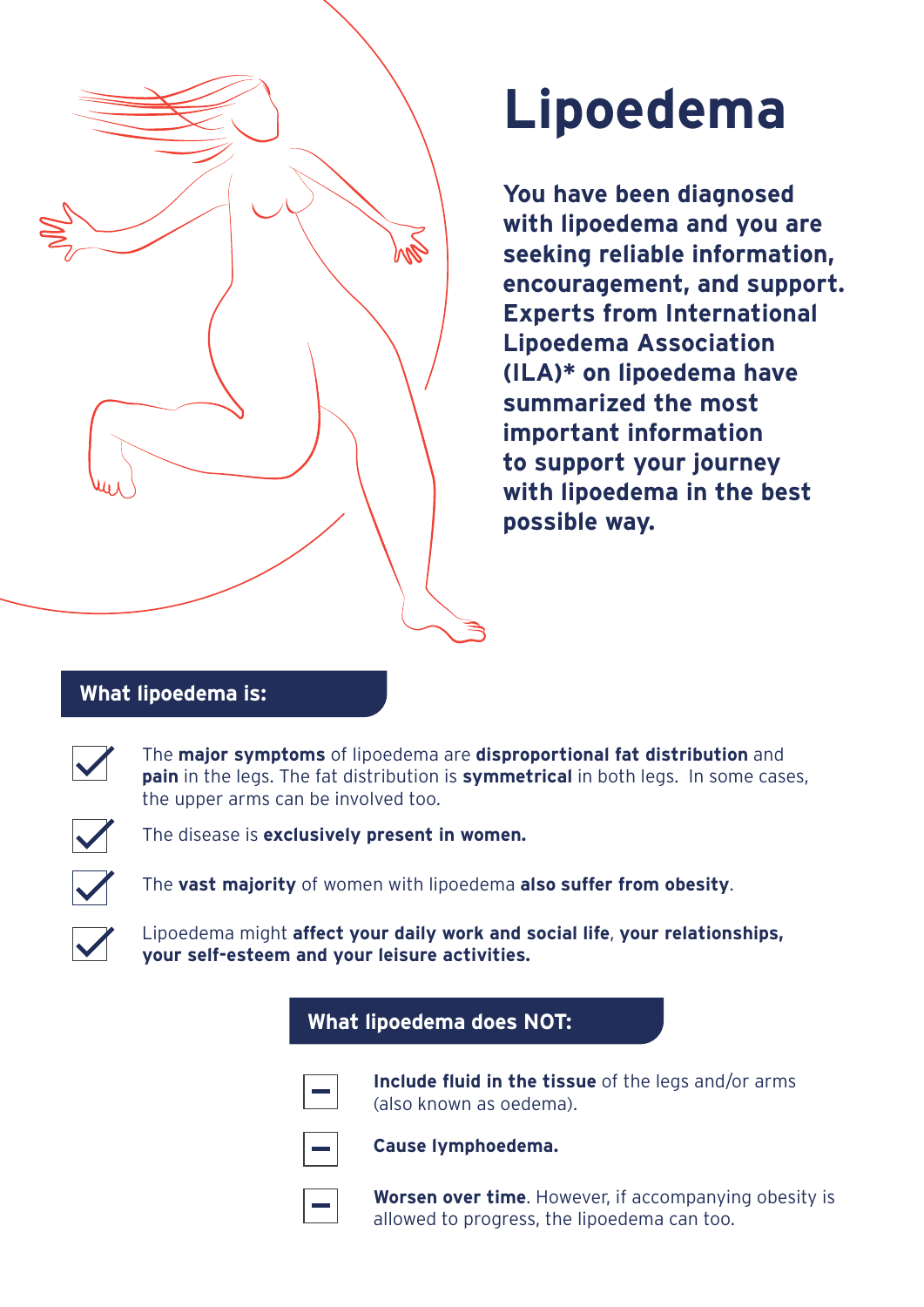# Lipoedema

**You have been diagnosed with lipoedema and you are seeking reliable information, encouragement, and support. Experts from International Lipoedema Association (ILA)* on lipoedema have summarized the most important information to support your journey with lipoedema in the best possible way.**

## What lipoedema is:

- ☑ The **major symptoms** of lipoedema are **disproportional fat distribution** and **pain** in the legs. The fat distribution is **symmetrical** in both legs. In some cases, the upper arms can be involved too.
- ☑ The disease is **exclusively present in women.**
- ☑ The **vast majority** of women with lipoedema **also suffer from obesity**.
- ☑ Lipoedema might **affect your daily work and social life**, **your relationships, your self-esteem and your leisure activities.**

## What lipoedema does NOT:

- ⊟ **Include fluid in the tissue** of the legs and/or arms (also known as oedema).
- ⊟ **Cause lymphoedema.**
- ⊟ **Worsen over time**. However, if accompanying obesity is allowed to progress, the lipoedema can too.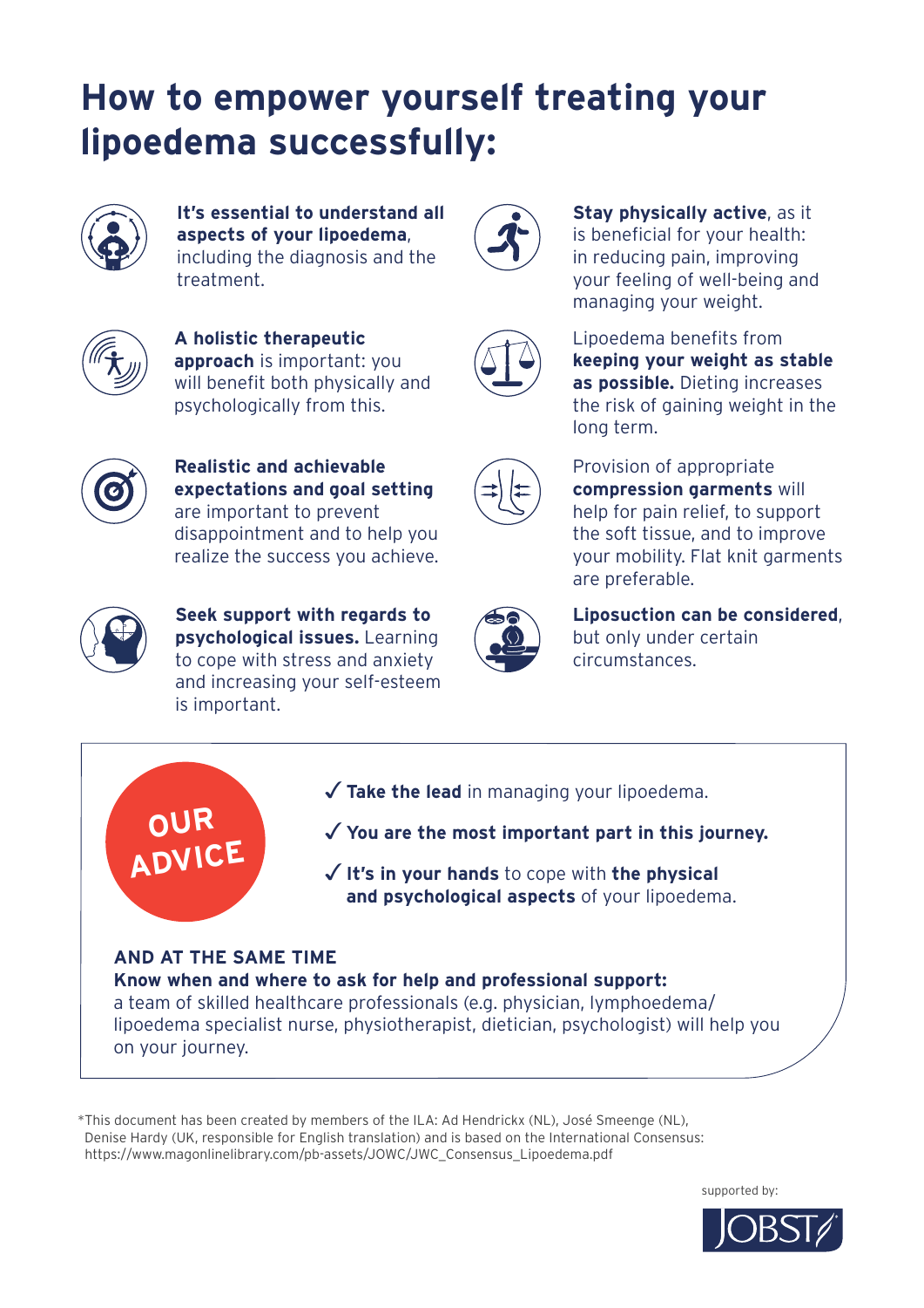# How to empower yourself treating your lipoedema successfully:

**It's essential to understand all aspects of your lipoedema**, including the diagnosis and the treatment.

**A holistic therapeutic approach** is important: you will benefit both physically and psychologically from this.

**Realistic and achievable expectations and goal setting** are important to prevent disappointment and to help you realize the success you achieve.

**Seek support with regards to psychological issues.** Learning to cope with stress and anxiety and increasing your self-esteem is important.

**Stay physically active**, as it is beneficial for your health: in reducing pain, improving your feeling of well-being and managing your weight.

Lipoedema benefits from **keeping your weight as stable as possible.** Dieting increases the risk of gaining weight in the long term.

Provision of appropriate **compression garments** will help for pain relief, to support the soft tissue, and to improve your mobility. Flat knit garments are preferable.

**Liposuction can be considered**, but only under certain circumstances.

## OUR ADVICE

- ✓ **Take the lead** in managing your lipoedema.
- ✓ **You are the most important part in this journey.**
- ✓ **It's in your hands** to cope with **the physical and psychological aspects** of your lipoedema.

**AND AT THE SAME TIME**
**Know when and where to ask for help and professional support:**
a team of skilled healthcare professionals (e.g. physician, lymphoedema/lipoedema specialist nurse, physiotherapist, dietician, psychologist) will help you on your journey.

*This document has been created by members of the ILA: Ad Hendrickx (NL), José Smeenge (NL), Denise Hardy (UK, responsible for English translation) and is based on the International Consensus: https://www.magonlinelibrary.com/pb-assets/JOWC/JWC_Consensus_Lipoedema.pdf

supported by:

JOBST